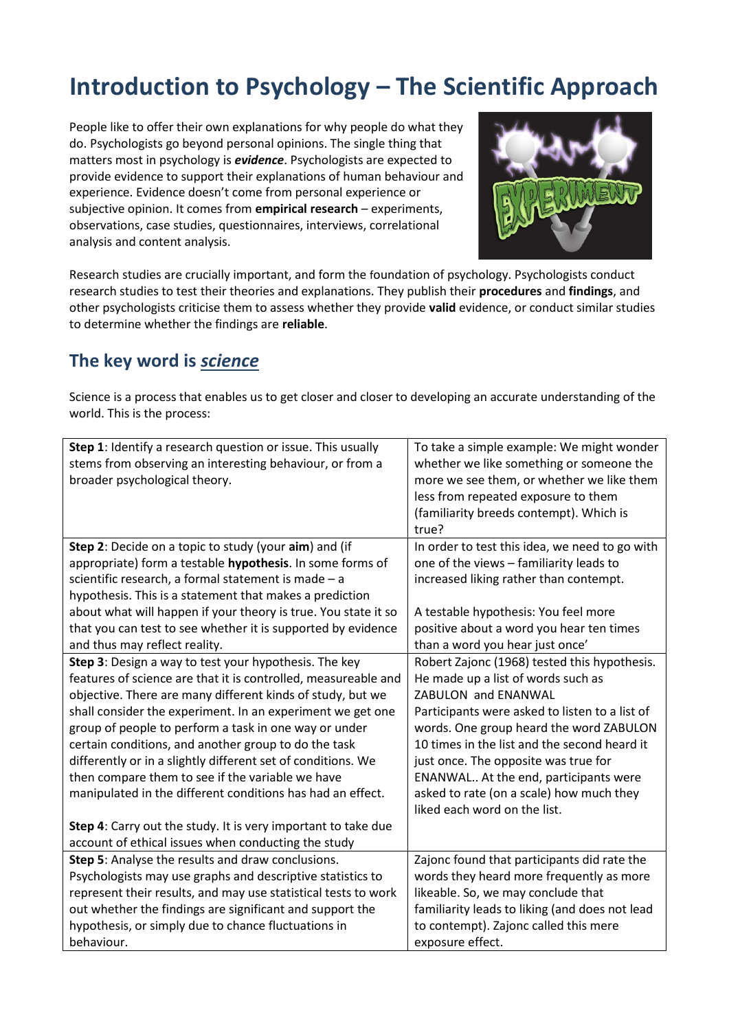# Introduction to Psychology – The Scientific Approach

People like to offer their own explanations for why people do what they do. Psychologists go beyond personal opinions. The single thing that matters most in psychology is ***evidence***. Psychologists are expected to provide evidence to support their explanations of human behaviour and experience. Evidence doesn't come from personal experience or subjective opinion. It comes from **empirical research** – experiments, observations, case studies, questionnaires, interviews, correlational analysis and content analysis.

Research studies are crucially important, and form the foundation of psychology. Psychologists conduct research studies to test their theories and explanations. They publish their **procedures** and **findings**, and other psychologists criticise them to assess whether they provide **valid** evidence, or conduct similar studies to determine whether the findings are **reliable**.

## The key word is ***science***

Science is a process that enables us to get closer and closer to developing an accurate understanding of the world. This is the process:

| | |
|---|---|
| **Step 1**: Identify a research question or issue. This usually stems from observing an interesting behaviour, or from a broader psychological theory. | To take a simple example: We might wonder whether we like something or someone the more we see them, or whether we like them less from repeated exposure to them (familiarity breeds contempt). Which is true? |
| **Step 2**: Decide on a topic to study (your **aim**) and (if appropriate) form a testable **hypothesis**. In some forms of scientific research, a formal statement is made – a hypothesis. This is a statement that makes a prediction about what will happen if your theory is true. You state it so that you can test to see whether it is supported by evidence and thus may reflect reality. | In order to test this idea, we need to go with one of the views – familiarity leads to increased liking rather than contempt.<br><br>A testable hypothesis: You feel more positive about a word you hear ten times than a word you hear just once' |
| **Step 3**: Design a way to test your hypothesis. The key features of science are that it is controlled, measureable and objective. There are many different kinds of study, but we shall consider the experiment. In an experiment we get one group of people to perform a task in one way or under certain conditions, and another group to do the task differently or in a slightly different set of conditions. We then compare them to see if the variable we have manipulated in the different conditions has had an effect.<br><br>**Step 4**: Carry out the study. It is very important to take due account of ethical issues when conducting the study | Robert Zajonc (1968) tested this hypothesis. He made up a list of words such as ZABULON and ENANWAL Participants were asked to listen to a list of words. One group heard the word ZABULON 10 times in the list and the second heard it just once. The opposite was true for ENANWAL.. At the end, participants were asked to rate (on a scale) how much they liked each word on the list. |
| **Step 5**: Analyse the results and draw conclusions. Psychologists may use graphs and descriptive statistics to represent their results, and may use statistical tests to work out whether the findings are significant and support the hypothesis, or simply due to chance fluctuations in behaviour. | Zajonc found that participants did rate the words they heard more frequently as more likeable. So, we may conclude that familiarity leads to liking (and does not lead to contempt). Zajonc called this mere exposure effect. |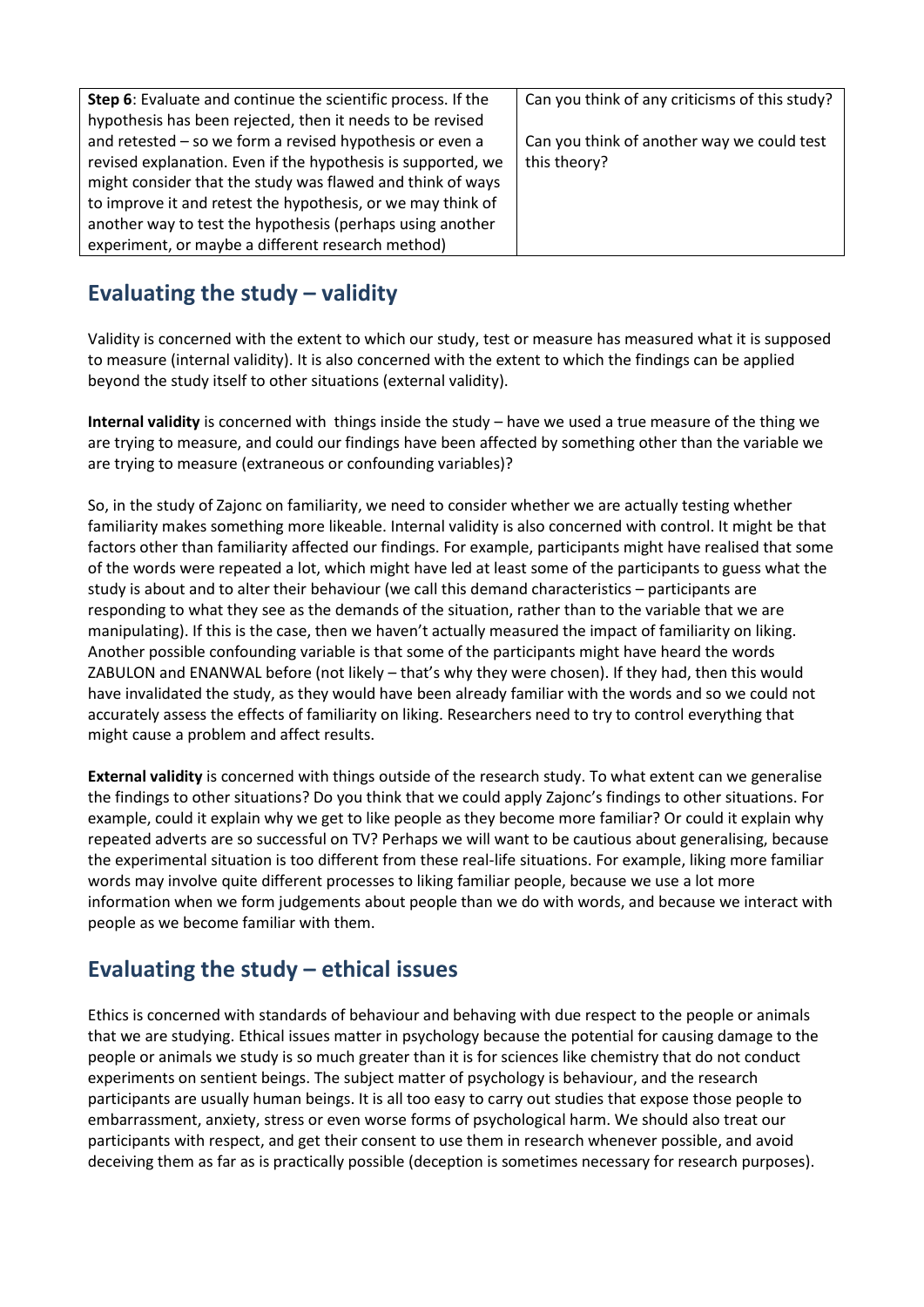| | |
|---|---|
| **Step 6**: Evaluate and continue the scientific process. If the hypothesis has been rejected, then it needs to be revised and retested – so we form a revised hypothesis or even a revised explanation. Even if the hypothesis is supported, we might consider that the study was flawed and think of ways to improve it and retest the hypothesis, or we may think of another way to test the hypothesis (perhaps using another experiment, or maybe a different research method) | Can you think of any criticisms of this study?<br><br>Can you think of another way we could test this theory? |

## Evaluating the study – validity

Validity is concerned with the extent to which our study, test or measure has measured what it is supposed to measure (internal validity). It is also concerned with the extent to which the findings can be applied beyond the study itself to other situations (external validity).

**Internal validity** is concerned with things inside the study – have we used a true measure of the thing we are trying to measure, and could our findings have been affected by something other than the variable we are trying to measure (extraneous or confounding variables)?

So, in the study of Zajonc on familiarity, we need to consider whether we are actually testing whether familiarity makes something more likeable. Internal validity is also concerned with control. It might be that factors other than familiarity affected our findings. For example, participants might have realised that some of the words were repeated a lot, which might have led at least some of the participants to guess what the study is about and to alter their behaviour (we call this demand characteristics – participants are responding to what they see as the demands of the situation, rather than to the variable that we are manipulating). If this is the case, then we haven't actually measured the impact of familiarity on liking. Another possible confounding variable is that some of the participants might have heard the words ZABULON and ENANWAL before (not likely – that's why they were chosen). If they had, then this would have invalidated the study, as they would have been already familiar with the words and so we could not accurately assess the effects of familiarity on liking. Researchers need to try to control everything that might cause a problem and affect results.

**External validity** is concerned with things outside of the research study. To what extent can we generalise the findings to other situations? Do you think that we could apply Zajonc's findings to other situations. For example, could it explain why we get to like people as they become more familiar? Or could it explain why repeated adverts are so successful on TV? Perhaps we will want to be cautious about generalising, because the experimental situation is too different from these real-life situations. For example, liking more familiar words may involve quite different processes to liking familiar people, because we use a lot more information when we form judgements about people than we do with words, and because we interact with people as we become familiar with them.

## Evaluating the study – ethical issues

Ethics is concerned with standards of behaviour and behaving with due respect to the people or animals that we are studying. Ethical issues matter in psychology because the potential for causing damage to the people or animals we study is so much greater than it is for sciences like chemistry that do not conduct experiments on sentient beings. The subject matter of psychology is behaviour, and the research participants are usually human beings. It is all too easy to carry out studies that expose those people to embarrassment, anxiety, stress or even worse forms of psychological harm. We should also treat our participants with respect, and get their consent to use them in research whenever possible, and avoid deceiving them as far as is practically possible (deception is sometimes necessary for research purposes).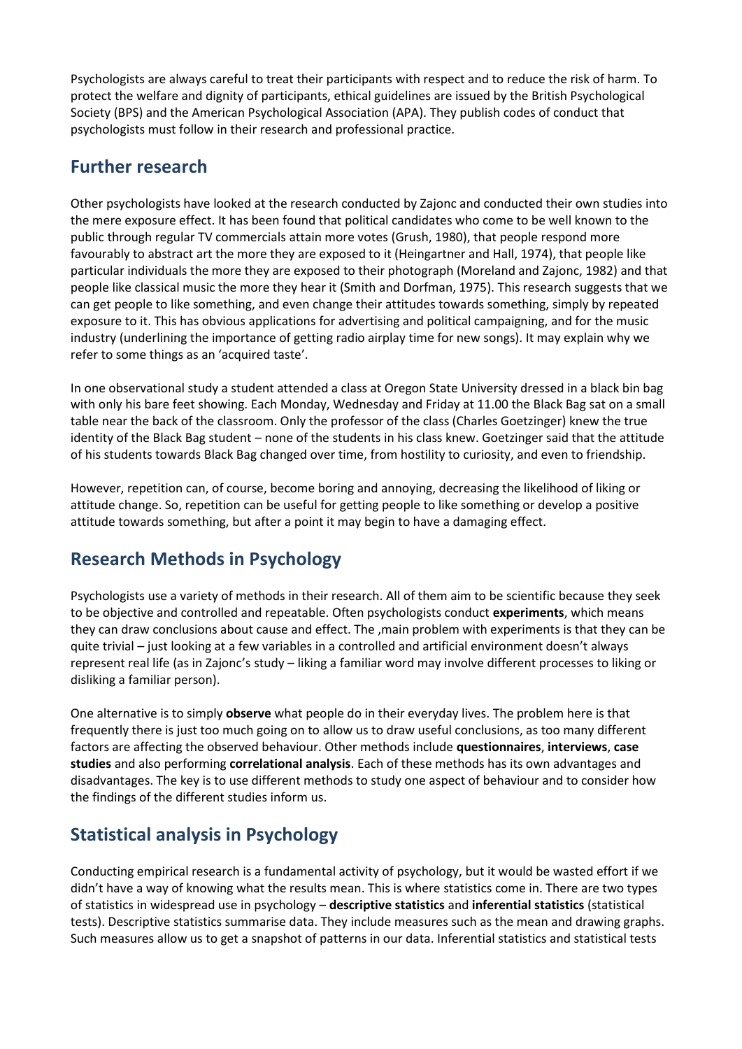Psychologists are always careful to treat their participants with respect and to reduce the risk of harm. To protect the welfare and dignity of participants, ethical guidelines are issued by the British Psychological Society (BPS) and the American Psychological Association (APA). They publish codes of conduct that psychologists must follow in their research and professional practice.

## Further research

Other psychologists have looked at the research conducted by Zajonc and conducted their own studies into the mere exposure effect. It has been found that political candidates who come to be well known to the public through regular TV commercials attain more votes (Grush, 1980), that people respond more favourably to abstract art the more they are exposed to it (Heingartner and Hall, 1974), that people like particular individuals the more they are exposed to their photograph (Moreland and Zajonc, 1982) and that people like classical music the more they hear it (Smith and Dorfman, 1975). This research suggests that we can get people to like something, and even change their attitudes towards something, simply by repeated exposure to it. This has obvious applications for advertising and political campaigning, and for the music industry (underlining the importance of getting radio airplay time for new songs). It may explain why we refer to some things as an 'acquired taste'.

In one observational study a student attended a class at Oregon State University dressed in a black bin bag with only his bare feet showing. Each Monday, Wednesday and Friday at 11.00 the Black Bag sat on a small table near the back of the classroom. Only the professor of the class (Charles Goetzinger) knew the true identity of the Black Bag student – none of the students in his class knew. Goetzinger said that the attitude of his students towards Black Bag changed over time, from hostility to curiosity, and even to friendship.

However, repetition can, of course, become boring and annoying, decreasing the likelihood of liking or attitude change. So, repetition can be useful for getting people to like something or develop a positive attitude towards something, but after a point it may begin to have a damaging effect.

## Research Methods in Psychology

Psychologists use a variety of methods in their research. All of them aim to be scientific because they seek to be objective and controlled and repeatable. Often psychologists conduct **experiments**, which means they can draw conclusions about cause and effect. The ,main problem with experiments is that they can be quite trivial – just looking at a few variables in a controlled and artificial environment doesn't always represent real life (as in Zajonc's study – liking a familiar word may involve different processes to liking or disliking a familiar person).

One alternative is to simply **observe** what people do in their everyday lives. The problem here is that frequently there is just too much going on to allow us to draw useful conclusions, as too many different factors are affecting the observed behaviour. Other methods include **questionnaires**, **interviews**, **case studies** and also performing **correlational analysis**. Each of these methods has its own advantages and disadvantages. The key is to use different methods to study one aspect of behaviour and to consider how the findings of the different studies inform us.

## Statistical analysis in Psychology

Conducting empirical research is a fundamental activity of psychology, but it would be wasted effort if we didn't have a way of knowing what the results mean. This is where statistics come in. There are two types of statistics in widespread use in psychology – **descriptive statistics** and **inferential statistics** (statistical tests). Descriptive statistics summarise data. They include measures such as the mean and drawing graphs. Such measures allow us to get a snapshot of patterns in our data. Inferential statistics and statistical tests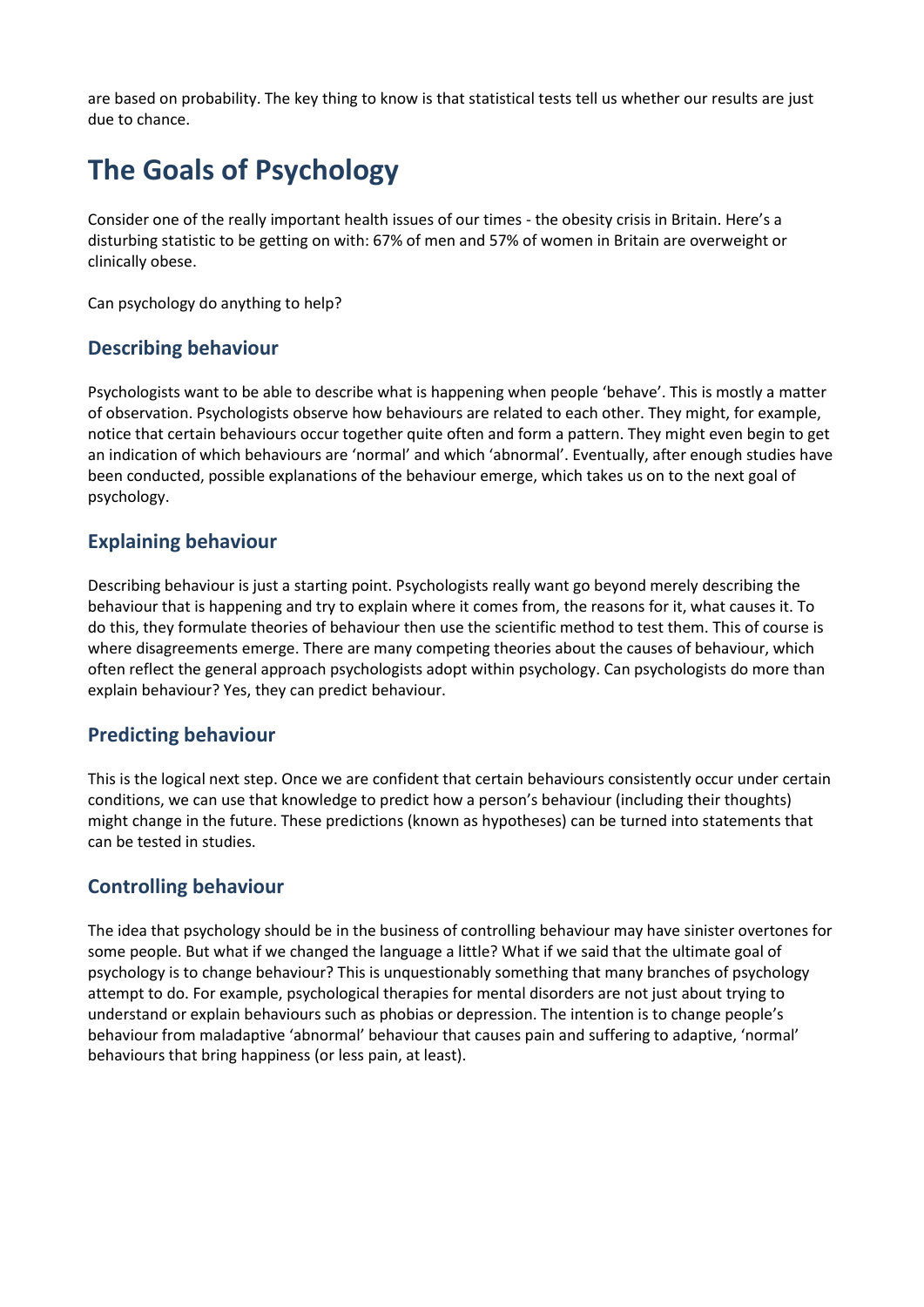are based on probability. The key thing to know is that statistical tests tell us whether our results are just due to chance.

# The Goals of Psychology

Consider one of the really important health issues of our times - the obesity crisis in Britain. Here's a disturbing statistic to be getting on with: 67% of men and 57% of women in Britain are overweight or clinically obese.

Can psychology do anything to help?

## Describing behaviour

Psychologists want to be able to describe what is happening when people 'behave'. This is mostly a matter of observation. Psychologists observe how behaviours are related to each other. They might, for example, notice that certain behaviours occur together quite often and form a pattern. They might even begin to get an indication of which behaviours are 'normal' and which 'abnormal'. Eventually, after enough studies have been conducted, possible explanations of the behaviour emerge, which takes us on to the next goal of psychology.

## Explaining behaviour

Describing behaviour is just a starting point. Psychologists really want go beyond merely describing the behaviour that is happening and try to explain where it comes from, the reasons for it, what causes it. To do this, they formulate theories of behaviour then use the scientific method to test them. This of course is where disagreements emerge. There are many competing theories about the causes of behaviour, which often reflect the general approach psychologists adopt within psychology. Can psychologists do more than explain behaviour? Yes, they can predict behaviour.

## Predicting behaviour

This is the logical next step. Once we are confident that certain behaviours consistently occur under certain conditions, we can use that knowledge to predict how a person's behaviour (including their thoughts) might change in the future. These predictions (known as hypotheses) can be turned into statements that can be tested in studies.

## Controlling behaviour

The idea that psychology should be in the business of controlling behaviour may have sinister overtones for some people. But what if we changed the language a little? What if we said that the ultimate goal of psychology is to change behaviour? This is unquestionably something that many branches of psychology attempt to do. For example, psychological therapies for mental disorders are not just about trying to understand or explain behaviours such as phobias or depression. The intention is to change people's behaviour from maladaptive 'abnormal' behaviour that causes pain and suffering to adaptive, 'normal' behaviours that bring happiness (or less pain, at least).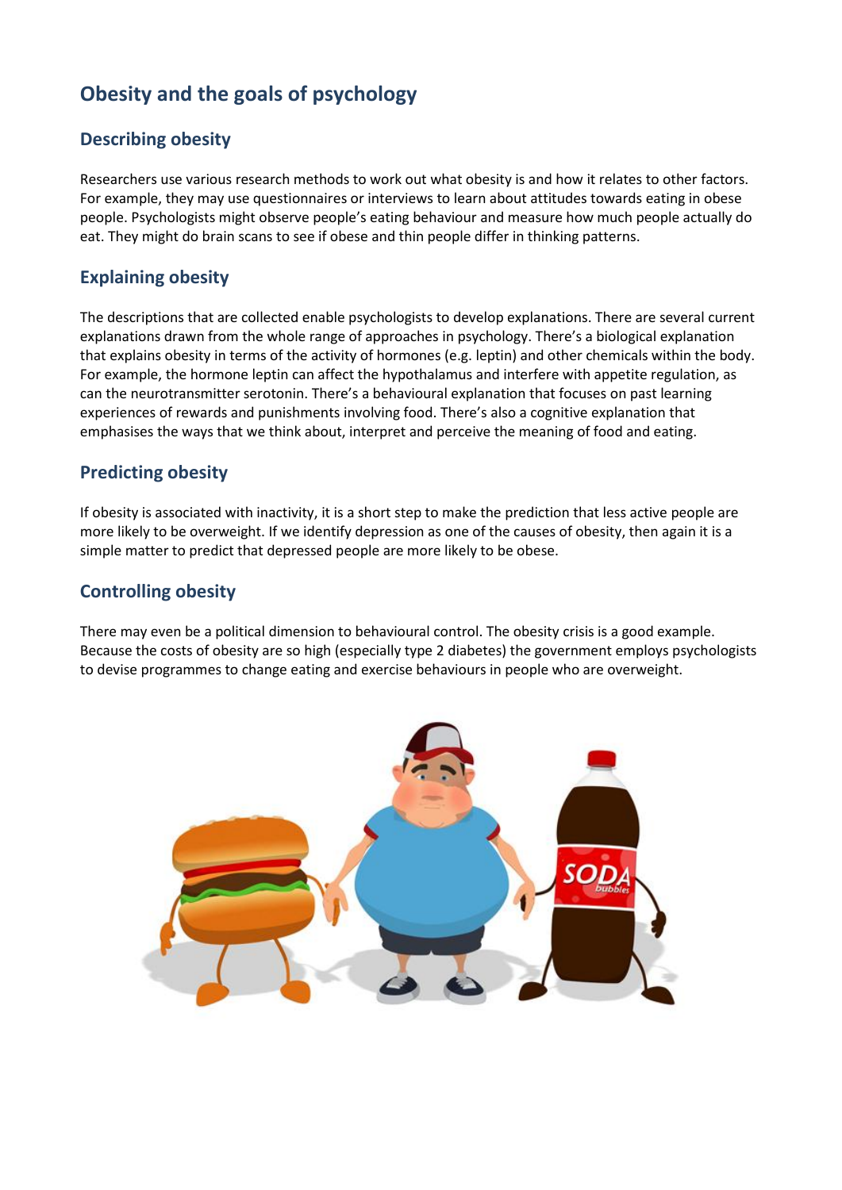# Obesity and the goals of psychology

## Describing obesity

Researchers use various research methods to work out what obesity is and how it relates to other factors. For example, they may use questionnaires or interviews to learn about attitudes towards eating in obese people. Psychologists might observe people's eating behaviour and measure how much people actually do eat. They might do brain scans to see if obese and thin people differ in thinking patterns.

## Explaining obesity

The descriptions that are collected enable psychologists to develop explanations. There are several current explanations drawn from the whole range of approaches in psychology. There's a biological explanation that explains obesity in terms of the activity of hormones (e.g. leptin) and other chemicals within the body. For example, the hormone leptin can affect the hypothalamus and interfere with appetite regulation, as can the neurotransmitter serotonin. There's a behavioural explanation that focuses on past learning experiences of rewards and punishments involving food. There's also a cognitive explanation that emphasises the ways that we think about, interpret and perceive the meaning of food and eating.

## Predicting obesity

If obesity is associated with inactivity, it is a short step to make the prediction that less active people are more likely to be overweight. If we identify depression as one of the causes of obesity, then again it is a simple matter to predict that depressed people are more likely to be obese.

## Controlling obesity

There may even be a political dimension to behavioural control. The obesity crisis is a good example. Because the costs of obesity are so high (especially type 2 diabetes) the government employs psychologists to devise programmes to change eating and exercise behaviours in people who are overweight.